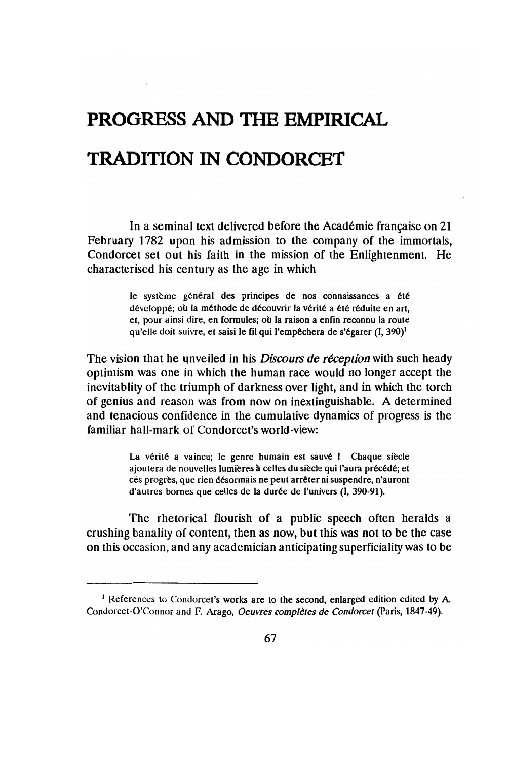# PROGRESS AND THE EMPIRICAL TRADITION IN CONDORCET

In a seminal text delivered before the Académie française on 21 February 1782 upon his admission to the company of the immortals, Condorcet set out his faith in the mission of the Enlightenment. He characterised his century as the age in which

> le système général des principes de nos connaissances a été développé; où la méthode de découvrir la vérité a été réduite en art, et, pour ainsi dire, en formules; où la raison a enfin reconnu la route qu'elle doit suivre, et saisi le fil qui l'empêchera de s'égarer (I, 390)[1]

The vision that he unveiled in his *Discours de réception* with such heady optimism was one in which the human race would no longer accept the inevitablity of the triumph of darkness over light, and in which the torch of genius and reason was from now on inextinguishable. A determined and tenacious confidence in the cumulative dynamics of progress is the familiar hall-mark of Condorcet's world-view:

> La vérité a vaincu; le genre humain est sauvé ! Chaque siècle ajoutera de nouvelles lumières à celles du siècle qui l'aura précédé; et ces progrès, que rien désormais ne peut arrêter ni suspendre, n'auront d'autres bornes que celles de la durée de l'univers (I, 390-91).

The rhetorical flourish of a public speech often heralds a crushing banality of content, then as now, but this was not to be the case on this occasion, and any academician anticipating superficiality was to be

---

[1] References to Condorcet's works are to the second, enlarged edition edited by A. Condorcet-O'Connor and F. Arago, *Oeuvres complètes de Condorcet* (Paris, 1847-49).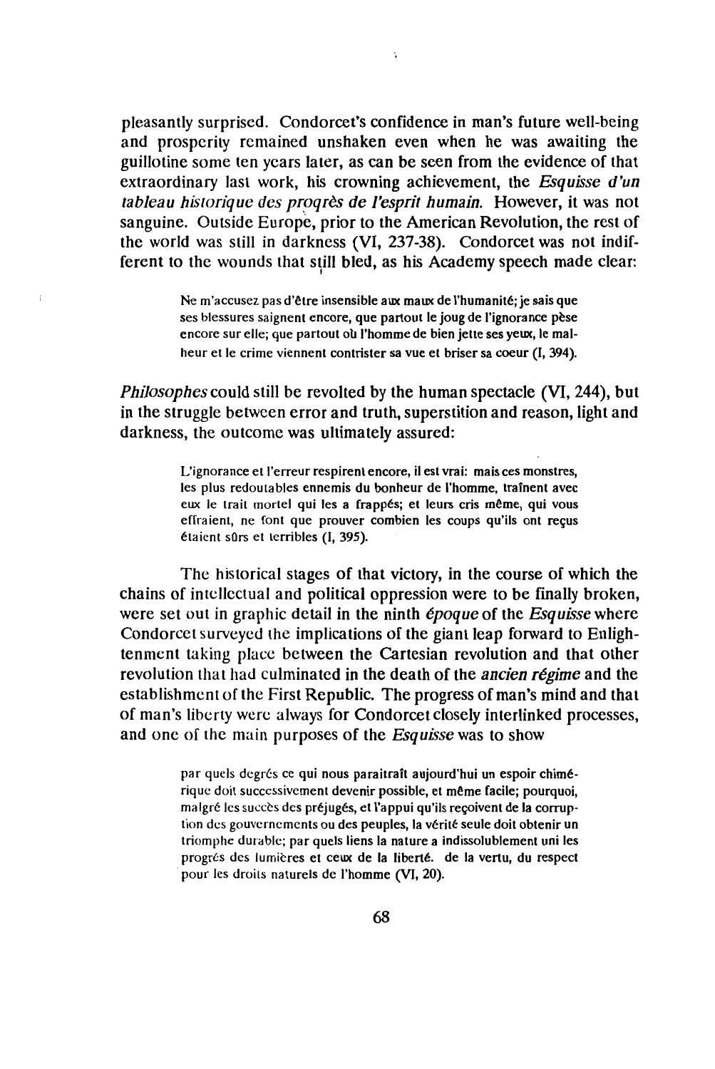pleasantly surprised. Condorcet's confidence in man's future well-being and prosperity remained unshaken even when he was awaiting the guillotine some ten years later, as can be seen from the evidence of that extraordinary last work, his crowning achievement, the *Esquisse d'un tableau historique des progrès de l'esprit humain.* However, it was not sanguine. Outside Europe, prior to the American Revolution, the rest of the world was still in darkness (VI, 237-38). Condorcet was not indifferent to the wounds that still bled, as his Academy speech made clear:

> Ne m'accusez pas d'être insensible aux maux de l'humanité; je sais que ses blessures saignent encore, que partout le joug de l'ignorance pèse encore sur elle; que partout où l'homme de bien jette ses yeux, le malheur et le crime viennent contrister sa vue et briser sa coeur (I, 394).

*Philosophes* could still be revolted by the human spectacle (VI, 244), but in the struggle between error and truth, superstition and reason, light and darkness, the outcome was ultimately assured:

> L'ignorance et l'erreur respirent encore, il est vrai: mais ces monstres, les plus redoutables ennemis du bonheur de l'homme, traînent avec eux le trait mortel qui les a frappés; et leurs cris même, qui vous effraient, ne font que prouver combien les coups qu'ils ont reçus étaient sûrs et terribles (I, 395).

The historical stages of that victory, in the course of which the chains of intellectual and political oppression were to be finally broken, were set out in graphic detail in the ninth *époque* of the *Esquisse* where Condorcet surveyed the implications of the giant leap forward to Enlightenment taking place between the Cartesian revolution and that other revolution that had culminated in the death of the *ancien régime* and the establishment of the First Republic. The progress of man's mind and that of man's liberty were always for Condorcet closely interlinked processes, and one of the main purposes of the *Esquisse* was to show

> par quels degrés ce qui nous paraîtraît aujourd'hui un espoir chimérique doit successivement devenir possible, et même facile; pourquoi, malgré les succès des préjugés, et l'appui qu'ils reçoivent de la corruption des gouvernements ou des peuples, la vérité seule doit obtenir un triomphe durable; par quels liens la nature a indissolublement uni les progrés des lumières et ceux de la liberté. de la vertu, du respect pour les droits naturels de l'homme (VI, 20).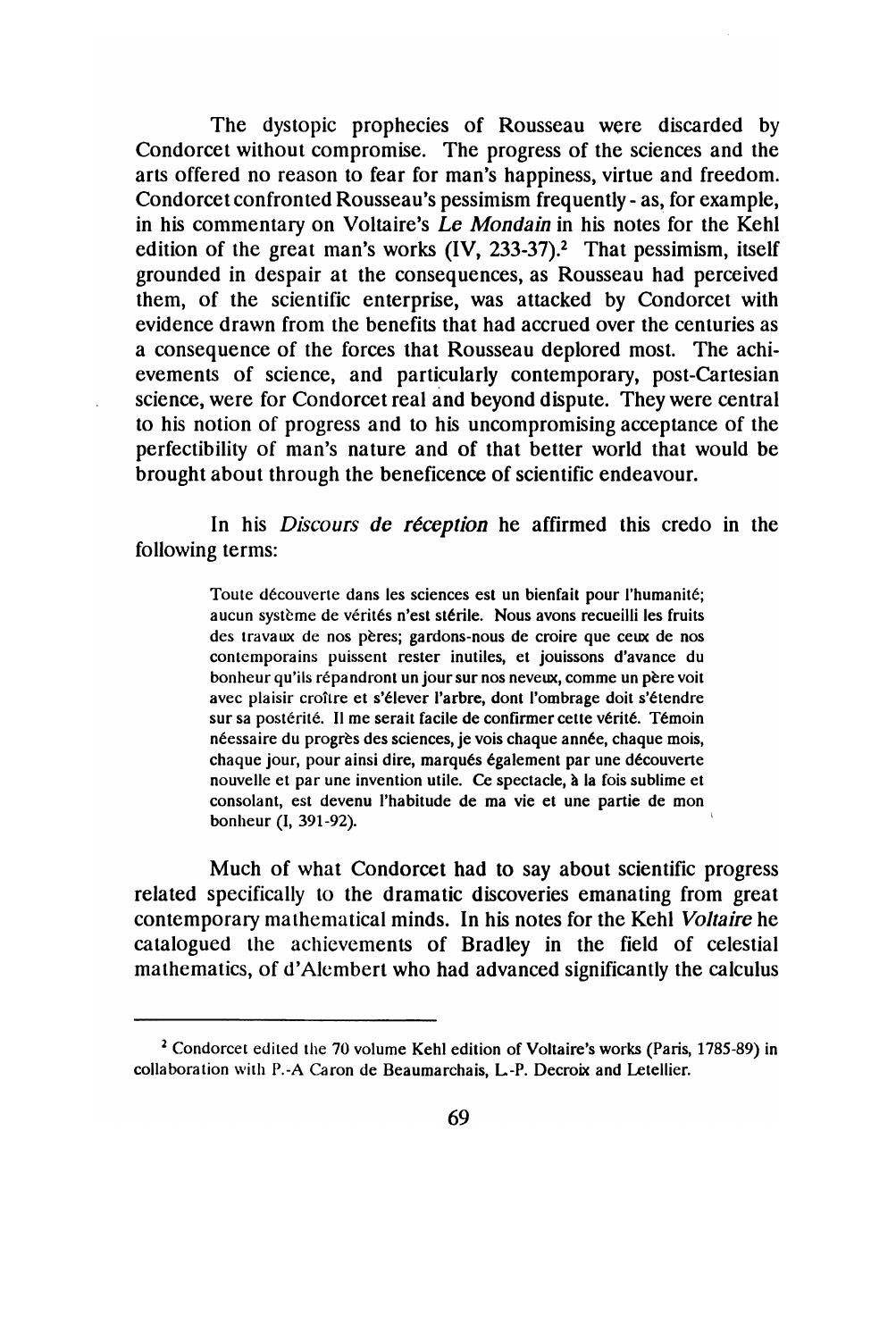The dystopic prophecies of Rousseau were discarded by Condorcet without compromise. The progress of the sciences and the arts offered no reason to fear for man's happiness, virtue and freedom. Condorcet confronted Rousseau's pessimism frequently - as, for example, in his commentary on Voltaire's *Le Mondain* in his notes for the Kehl edition of the great man's works (IV, 233-37).[2] That pessimism, itself grounded in despair at the consequences, as Rousseau had perceived them, of the scientific enterprise, was attacked by Condorcet with evidence drawn from the benefits that had accrued over the centuries as a consequence of the forces that Rousseau deplored most. The achievements of science, and particularly contemporary, post-Cartesian science, were for Condorcet real and beyond dispute. They were central to his notion of progress and to his uncompromising acceptance of the perfectibility of man's nature and of that better world that would be brought about through the beneficence of scientific endeavour.

In his *Discours de réception* he affirmed this credo in the following terms:

> Toute découverte dans les sciences est un bienfait pour l'humanité; aucun système de vérités n'est stérile. Nous avons recueilli les fruits des travaux de nos pères; gardons-nous de croire que ceux de nos contemporains puissent rester inutiles, et jouissons d'avance du bonheur qu'ils répandront un jour sur nos neveux, comme un père voit avec plaisir croître et s'élever l'arbre, dont l'ombrage doit s'étendre sur sa postérité. Il me serait facile de confirmer cette vérité. Témoin néessaire du progrès des sciences, je vois chaque année, chaque mois, chaque jour, pour ainsi dire, marqués également par une découverte nouvelle et par une invention utile. Ce spectacle, à la fois sublime et consolant, est devenu l'habitude de ma vie et une partie de mon bonheur (I, 391-92).

Much of what Condorcet had to say about scientific progress related specifically to the dramatic discoveries emanating from great contemporary mathematical minds. In his notes for the Kehl *Voltaire* he catalogued the achievements of Bradley in the field of celestial mathematics, of d'Alembert who had advanced significantly the calculus

[2] Condorcet edited the 70 volume Kehl edition of Voltaire's works (Paris, 1785-89) in collaboration with P.-A Caron de Beaumarchais, L.-P. Decroix and Letellier.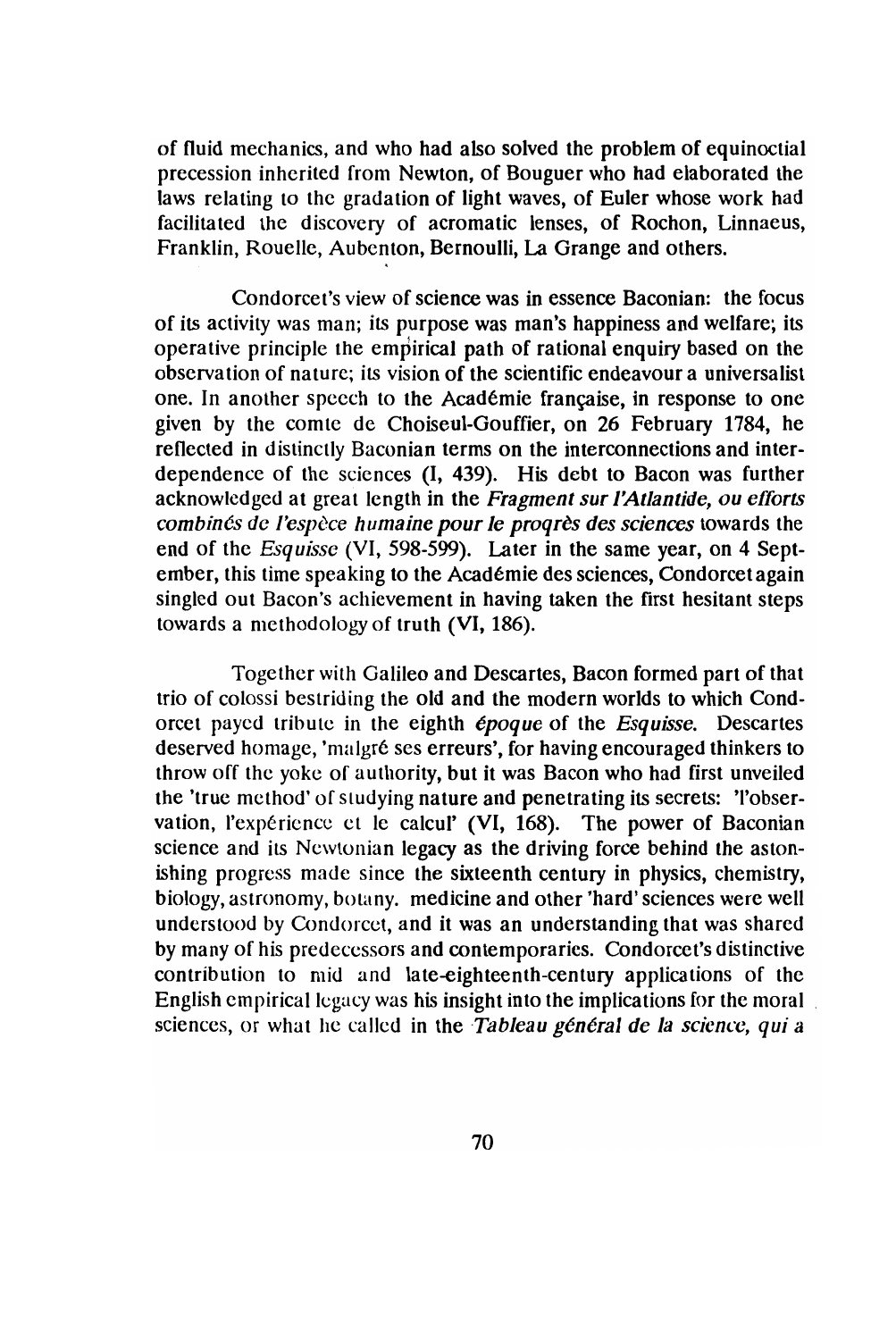of fluid mechanics, and who had also solved the problem of equinoctial precession inherited from Newton, of Bouguer who had elaborated the laws relating to the gradation of light waves, of Euler whose work had facilitated the discovery of acromatic lenses, of Rochon, Linnaeus, Franklin, Rouelle, Aubenton, Bernoulli, La Grange and others.

Condorcet's view of science was in essence Baconian: the focus of its activity was man; its purpose was man's happiness and welfare; its operative principle the empirical path of rational enquiry based on the observation of nature; its vision of the scientific endeavour a universalist one. In another speech to the Académie française, in response to one given by the comte de Choiseul-Gouffier, on 26 February 1784, he reflected in distinctly Baconian terms on the interconnections and interdependence of the sciences (I, 439). His debt to Bacon was further acknowledged at great length in the *Fragment sur l'Atlantide, ou efforts combinés de l'espèce humaine pour le progrès des sciences* towards the end of the *Esquisse* (VI, 598-599). Later in the same year, on 4 September, this time speaking to the Académie des sciences, Condorcet again singled out Bacon's achievement in having taken the first hesitant steps towards a methodology of truth (VI, 186).

Together with Galileo and Descartes, Bacon formed part of that trio of colossi bestriding the old and the modern worlds to which Condorcet payed tribute in the eighth *époque* of the *Esquisse*. Descartes deserved homage, 'malgré ses erreurs', for having encouraged thinkers to throw off the yoke of authority, but it was Bacon who had first unveiled the 'true method' of studying nature and penetrating its secrets: 'l'observation, l'expérience et le calcul' (VI, 168). The power of Baconian science and its Newtonian legacy as the driving force behind the astonishing progress made since the sixteenth century in physics, chemistry, biology, astronomy, botany. medicine and other 'hard' sciences were well understood by Condorcet, and it was an understanding that was shared by many of his predecessors and contemporaries. Condorcet's distinctive contribution to mid and late-eighteenth-century applications of the English empirical legacy was his insight into the implications for the moral sciences, or what he called in the *Tableau général de la science, qui a*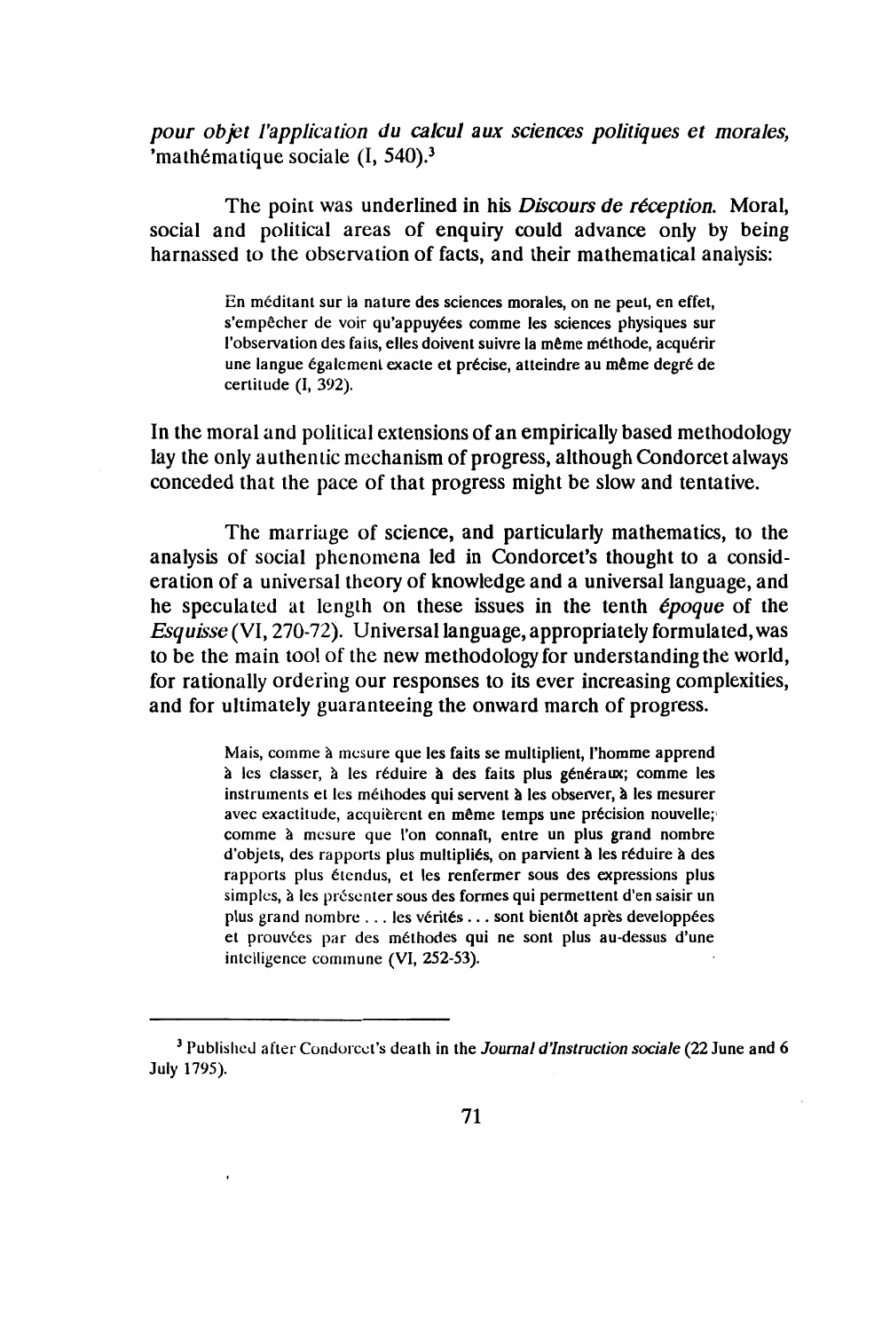*pour objet l'application du calcul aux sciences politiques et morales,* 'mathématique sociale (I, 540).[3]

The point was underlined in his *Discours de réception.* Moral, social and political areas of enquiry could advance only by being harnassed to the observation of facts, and their mathematical analysis:

> En méditant sur la nature des sciences morales, on ne peut, en effet, s'empêcher de voir qu'appuyées comme les sciences physiques sur l'observation des faits, elles doivent suivre la même méthode, acquérir une langue également exacte et précise, atteindre au même degré de certitude (I, 392).

In the moral and political extensions of an empirically based methodology lay the only authentic mechanism of progress, although Condorcet always conceded that the pace of that progress might be slow and tentative.

The marriage of science, and particularly mathematics, to the analysis of social phenomena led in Condorcet's thought to a consideration of a universal theory of knowledge and a universal language, and he speculated at length on these issues in the tenth *époque* of the *Esquisse* (VI, 270-72). Universal language, appropriately formulated, was to be the main tool of the new methodology for understanding the world, for rationally ordering our responses to its ever increasing complexities, and for ultimately guaranteeing the onward march of progress.

> Mais, comme à mesure que les faits se multiplient, l'homme apprend à les classer, à les réduire à des faits plus généraux; comme les instruments et les méthodes qui servent à les observer, à les mesurer avec exactitude, acquièrent en même temps une précision nouvelle; comme à mesure que l'on connaît, entre un plus grand nombre d'objets, des rapports plus multipliés, on parvient à les réduire à des rapports plus étendus, et les renfermer sous des expressions plus simples, à les présenter sous des formes qui permettent d'en saisir un plus grand nombre . . . les vérités . . . sont bientôt après developpées et prouvées par des méthodes qui ne sont plus au-dessus d'une intelligence commune (VI, 252-53).

---

[3] Published after Condorcet's death in the *Journal d'Instruction sociale* (22 June and 6 July 1795).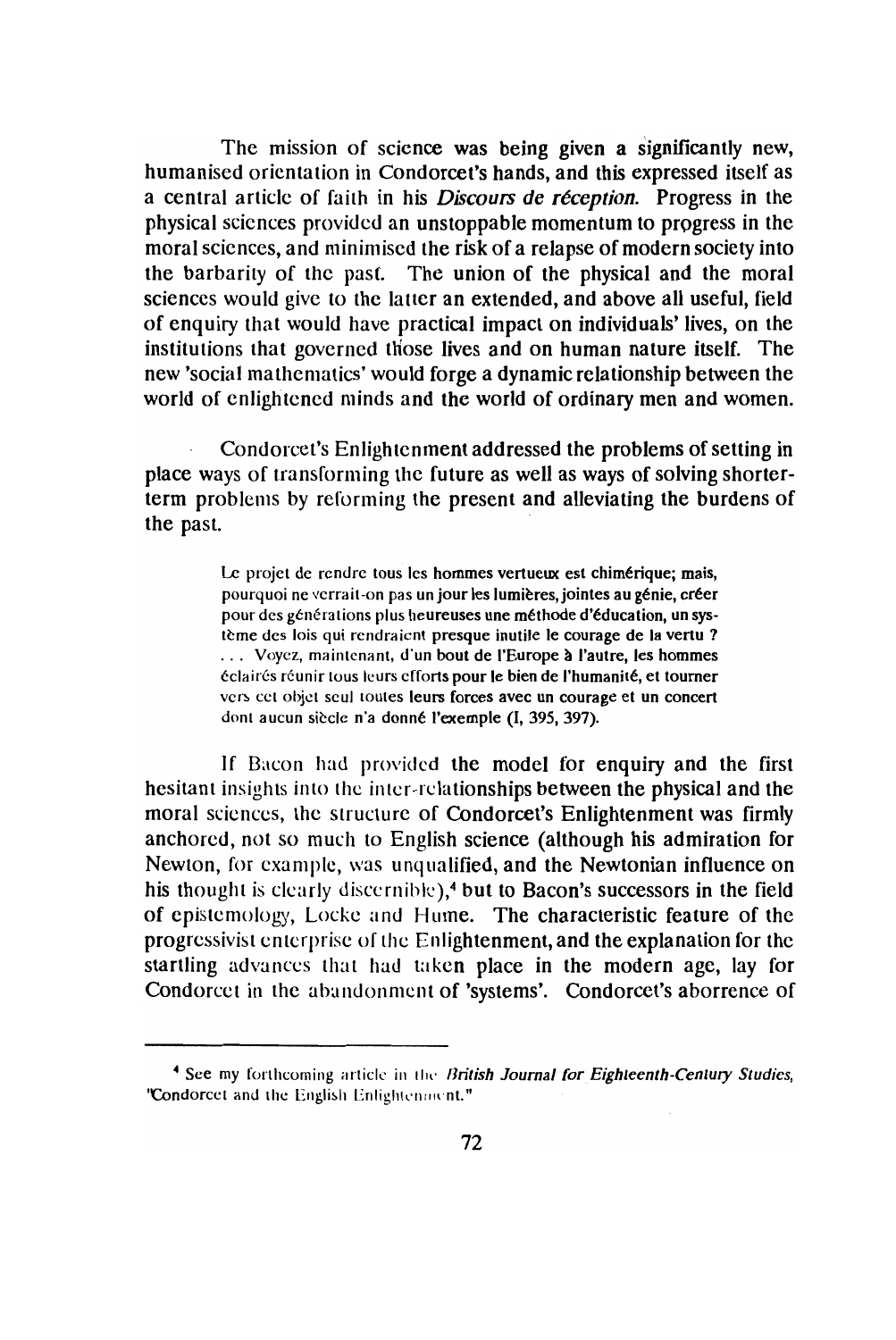The mission of science was being given a significantly new, humanised orientation in Condorcet's hands, and this expressed itself as a central article of faith in his *Discours de réception*. Progress in the physical sciences provided an unstoppable momentum to progress in the moral sciences, and minimised the risk of a relapse of modern society into the barbarity of the past. The union of the physical and the moral sciences would give to the latter an extended, and above all useful, field of enquiry that would have practical impact on individuals' lives, on the institutions that governed those lives and on human nature itself. The new 'social mathematics' would forge a dynamic relationship between the world of enlightened minds and the world of ordinary men and women.

Condorcet's Enlightenment addressed the problems of setting in place ways of transforming the future as well as ways of solving shorter-term problems by reforming the present and alleviating the burdens of the past.

> Le projet de rendre tous les hommes vertueux est chimérique; mais, pourquoi ne verrait-on pas un jour les lumières, jointes au génie, créer pour des générations plus heureuses une méthode d'éducation, un système des lois qui rendraient presque inutile le courage de la vertu ? ... Voyez, maintenant, d'un bout de l'Europe à l'autre, les hommes éclairés réunir tous leurs efforts pour le bien de l'humanité, et tourner vers cet objet seul toutes leurs forces avec un courage et un concert dont aucun siècle n'a donné l'exemple (I, 395, 397).

If Bacon had provided the model for enquiry and the first hesitant insights into the inter-relationships between the physical and the moral sciences, the structure of Condorcet's Enlightenment was firmly anchored, not so much to English science (although his admiration for Newton, for example, was unqualified, and the Newtonian influence on his thought is clearly discernible),[4] but to Bacon's successors in the field of epistemology, Locke and Hume. The characteristic feature of the progressivist enterprise of the Enlightenment, and the explanation for the startling advances that had taken place in the modern age, lay for Condorcet in the abandonment of 'systems'. Condorcet's aborrence of

---

[4] See my forthcoming article in the *British Journal for Eighteenth-Century Studies*, "Condorcet and the English Enlightenment."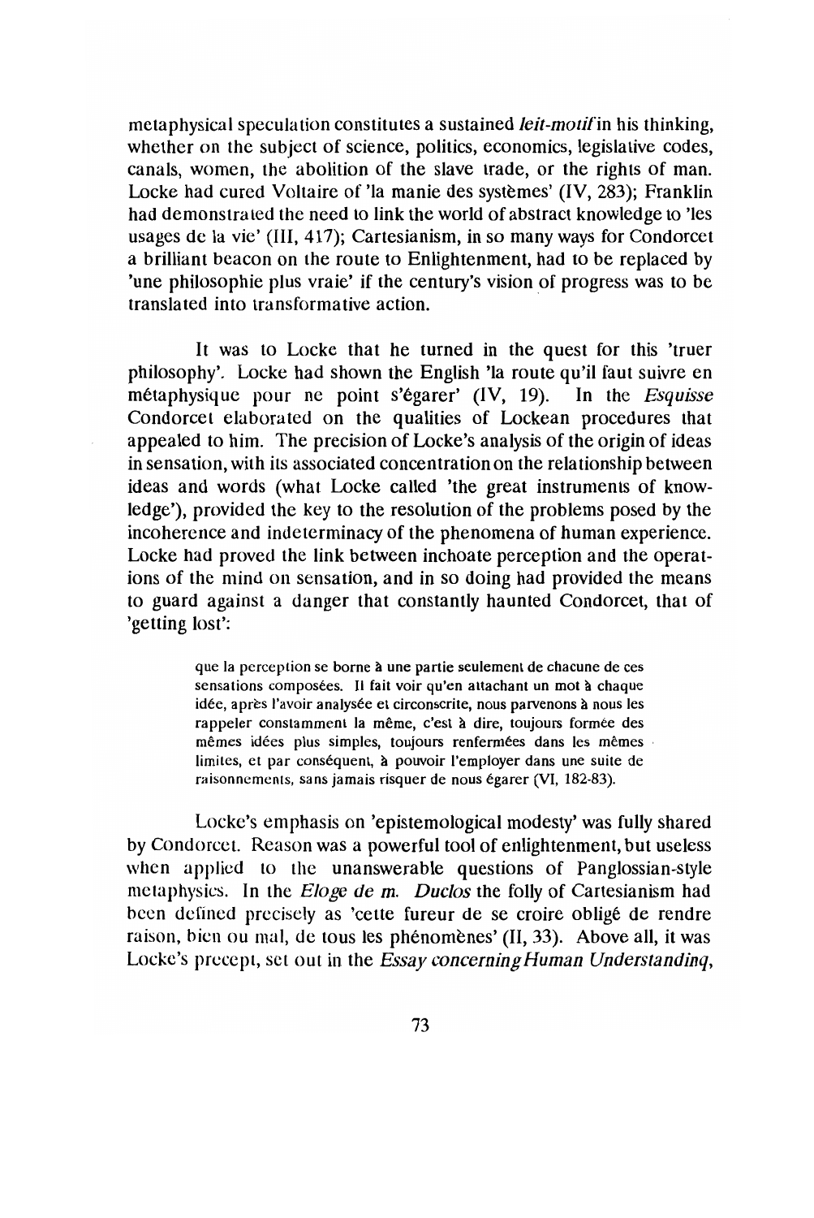metaphysical speculation constitutes a sustained *leit-motif* in his thinking, whether on the subject of science, politics, economics, legislative codes, canals, women, the abolition of the slave trade, or the rights of man. Locke had cured Voltaire of 'la manie des systèmes' (IV, 283); Franklin had demonstrated the need to link the world of abstract knowledge to 'les usages de la vie' (III, 417); Cartesianism, in so many ways for Condorcet a brilliant beacon on the route to Enlightenment, had to be replaced by 'une philosophie plus vraie' if the century's vision of progress was to be translated into transformative action.

It was to Locke that he turned in the quest for this 'truer philosophy'. Locke had shown the English 'la route qu'il faut suivre en métaphysique pour ne point s'égarer' (IV, 19). In the *Esquisse* Condorcet elaborated on the qualities of Lockean procedures that appealed to him. The precision of Locke's analysis of the origin of ideas in sensation, with its associated concentration on the relationship between ideas and words (what Locke called 'the great instruments of knowledge'), provided the key to the resolution of the problems posed by the incoherence and indeterminacy of the phenomena of human experience. Locke had proved the link between inchoate perception and the operations of the mind on sensation, and in so doing had provided the means to guard against a danger that constantly haunted Condorcet, that of 'getting lost':

> que la perception se borne à une partie seulement de chacune de ces sensations composées. Il fait voir qu'en attachant un mot à chaque idée, après l'avoir analysée et circonscrite, nous parvenons à nous les rappeler constamment la même, c'est à dire, toujours formée des mêmes idées plus simples, toujours renfermées dans les mêmes limites, et par conséquent, à pouvoir l'employer dans une suite de raisonnements, sans jamais risquer de nous égarer (VI, 182-83).

Locke's emphasis on 'epistemological modesty' was fully shared by Condorcet. Reason was a powerful tool of enlightenment, but useless when applied to the unanswerable questions of Panglossian-style metaphysics. In the *Eloge de m. Duclos* the folly of Cartesianism had been defined precisely as 'cette fureur de se croire obligé de rendre raison, bien ou mal, de tous les phénomènes' (II, 33). Above all, it was Locke's precept, set out in the *Essay concerning Human Understanding*,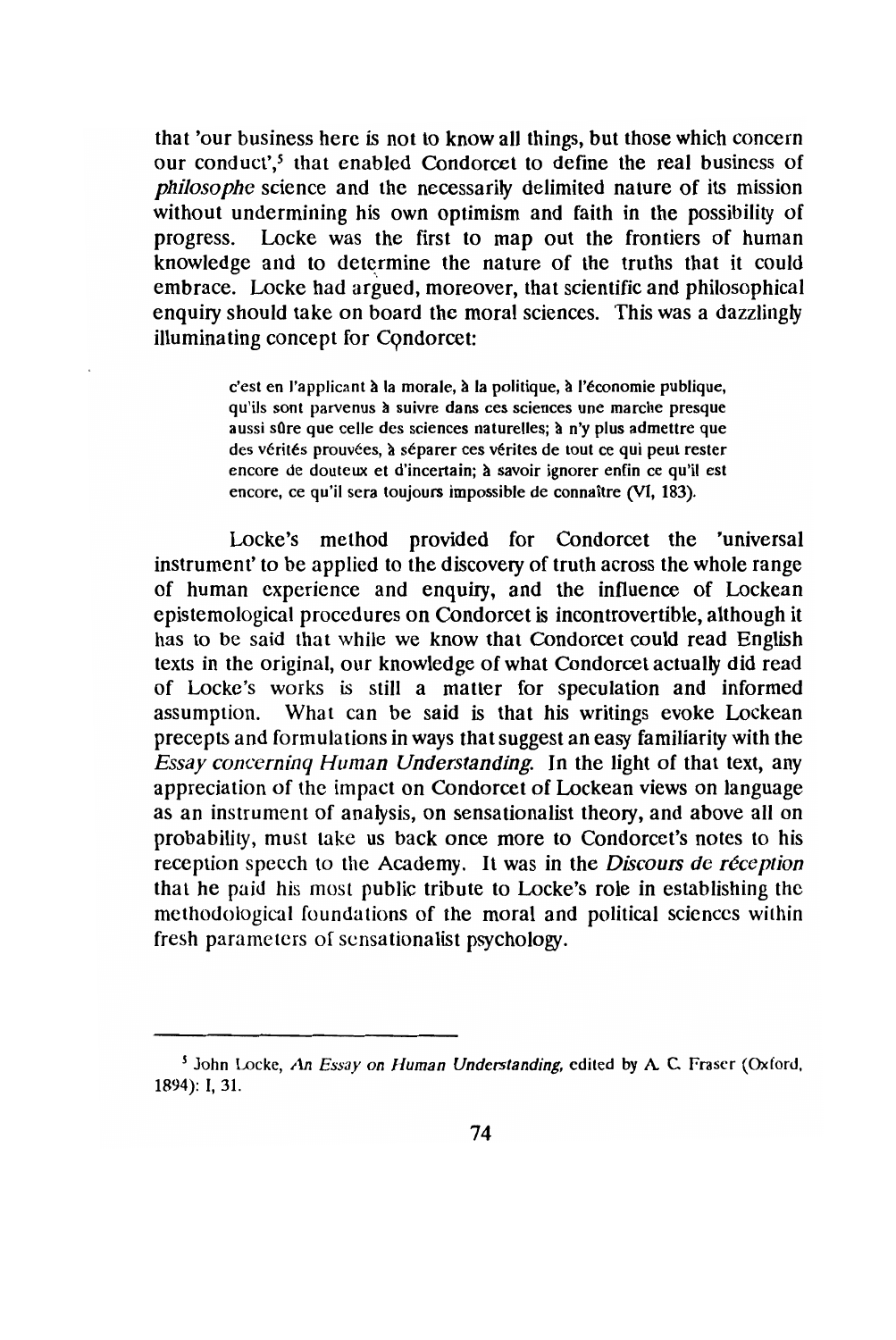that 'our business here is not to know all things, but those which concern our conduct',[5] that enabled Condorcet to define the real business of *philosophe* science and the necessarily delimited nature of its mission without undermining his own optimism and faith in the possibility of progress. Locke was the first to map out the frontiers of human knowledge and to determine the nature of the truths that it could embrace. Locke had argued, moreover, that scientific and philosophical enquiry should take on board the moral sciences. This was a dazzlingly illuminating concept for Condorcet:

> c'est en l'applicant à la morale, à la politique, à l'économie publique, qu'ils sont parvenus à suivre dans ces sciences une marche presque aussi sûre que celle des sciences naturelles; à n'y plus admettre que des vérités prouvées, à séparer ces vérites de tout ce qui peut rester encore de douteux et d'incertain; à savoir ignorer enfin ce qu'il est encore, ce qu'il sera toujours impossible de connaître (VI, 183).

Locke's method provided for Condorcet the 'universal instrument' to be applied to the discovery of truth across the whole range of human experience and enquiry, and the influence of Lockean epistemological procedures on Condorcet is incontrovertible, although it has to be said that while we know that Condorcet could read English texts in the original, our knowledge of what Condorcet actually did read of Locke's works is still a matter for speculation and informed assumption. What can be said is that his writings evoke Lockean precepts and formulations in ways that suggest an easy familiarity with the *Essay concerning Human Understanding.* In the light of that text, any appreciation of the impact on Condorcet of Lockean views on language as an instrument of analysis, on sensationalist theory, and above all on probability, must take us back once more to Condorcet's notes to his reception speech to the Academy. It was in the *Discours de réception* that he paid his most public tribute to Locke's role in establishing the methodological foundations of the moral and political sciences within fresh parameters of sensationalist psychology.

---

[5] John Locke, *An Essay on Human Understanding,* edited by A. C. Fraser (Oxford, 1894): I, 31.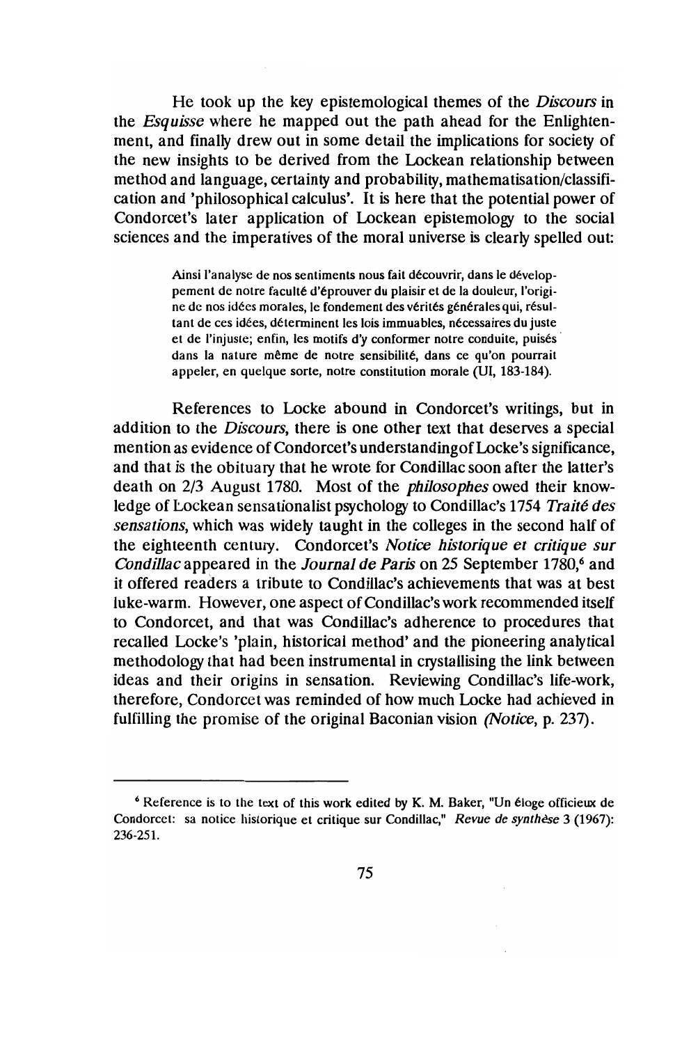He took up the key epistemological themes of the *Discours* in the *Esquisse* where he mapped out the path ahead for the Enlightenment, and finally drew out in some detail the implications for society of the new insights to be derived from the Lockean relationship between method and language, certainty and probability, mathematisation/classification and 'philosophical calculus'. It is here that the potential power of Condorcet's later application of Lockean epistemology to the social sciences and the imperatives of the moral universe is clearly spelled out:

> Ainsi l'analyse de nos sentiments nous fait découvrir, dans le développement de notre faculté d'éprouver du plaisir et de la douleur, l'origine de nos idées morales, le fondement des vérités générales qui, résultant de ces idées, déterminent les lois immuables, nécessaires du juste et de l'injuste; enfin, les motifs d'y conformer notre conduite, puisés dans la nature même de notre sensibilité, dans ce qu'on pourrait appeler, en quelque sorte, notre constitution morale (UI, 183-184).

References to Locke abound in Condorcet's writings, but in addition to the *Discours*, there is one other text that deserves a special mention as evidence of Condorcet's understandingof Locke's significance, and that is the obituary that he wrote for Condillac soon after the latter's death on 2/3 August 1780. Most of the *philosophes* owed their knowledge of Lockean sensationalist psychology to Condillac's 1754 *Traité des sensations*, which was widely taught in the colleges in the second half of the eighteenth century. Condorcet's *Notice historique et critique sur Condillac* appeared in the *Journal de Paris* on 25 September 1780,[6] and it offered readers a tribute to Condillac's achievements that was at best luke-warm. However, one aspect of Condillac's work recommended itself to Condorcet, and that was Condillac's adherence to procedures that recalled Locke's 'plain, historical method' and the pioneering analytical methodology that had been instrumental in crystallising the link between ideas and their origins in sensation. Reviewing Condillac's life-work, therefore, Condorcet was reminded of how much Locke had achieved in fulfilling the promise of the original Baconian vision (*Notice*, p. 237).

---

[6] Reference is to the text of this work edited by K. M. Baker, "Un éloge officieux de Condorcet: sa notice historique et critique sur Condillac," *Revue de synthèse* 3 (1967): 236-251.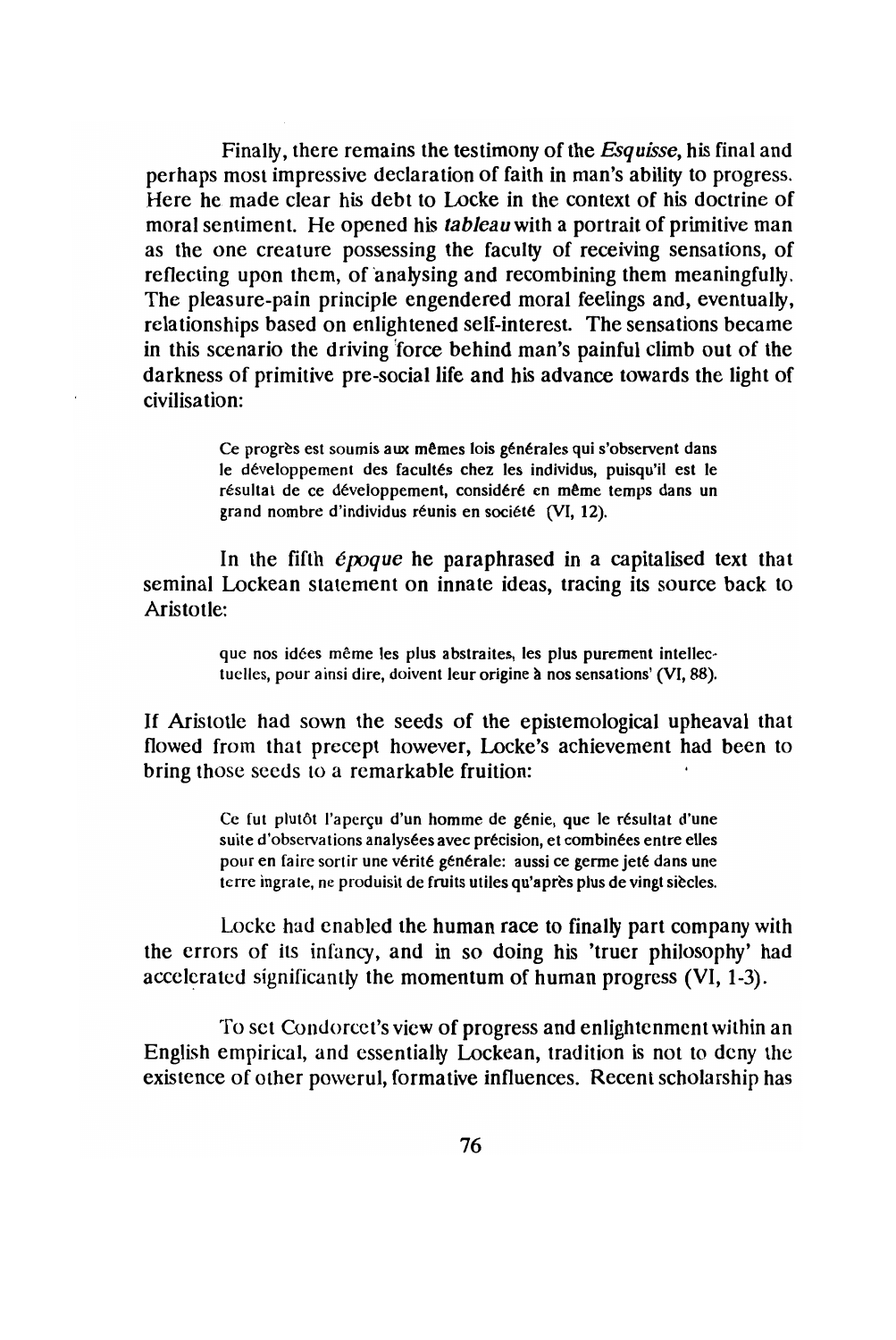Finally, there remains the testimony of the *Esquisse*, his final and perhaps most impressive declaration of faith in man's ability to progress. Here he made clear his debt to Locke in the context of his doctrine of moral sentiment. He opened his *tableau* with a portrait of primitive man as the one creature possessing the faculty of receiving sensations, of reflecting upon them, of analysing and recombining them meaningfully. The pleasure-pain principle engendered moral feelings and, eventually, relationships based on enlightened self-interest. The sensations became in this scenario the driving force behind man's painful climb out of the darkness of primitive pre-social life and his advance towards the light of civilisation:

> Ce progrès est soumis aux mêmes lois générales qui s'observent dans le développement des facultés chez les individus, puisqu'il est le résultat de ce développement, considéré en même temps dans un grand nombre d'individus réunis en société (VI, 12).

In the fifth *époque* he paraphrased in a capitalised text that seminal Lockean statement on innate ideas, tracing its source back to Aristotle:

> que nos idées même les plus abstraites, les plus purement intellectuelles, pour ainsi dire, doivent leur origine à nos sensations' (VI, 88).

If Aristotle had sown the seeds of the epistemological upheaval that flowed from that precept however, Locke's achievement had been to bring those seeds to a remarkable fruition:

> Ce fut plutôt l'aperçu d'un homme de génie, que le résultat d'une suite d'observations analysées avec précision, et combinées entre elles pour en faire sortir une vérité générale: aussi ce germe jeté dans une terre ingrate, ne produisit de fruits utiles qu'après plus de vingt siècles.

Locke had enabled the human race to finally part company with the errors of its infancy, and in so doing his 'truer philosophy' had accelerated significantly the momentum of human progress (VI, 1-3).

To set Condorcet's view of progress and enlightenment within an English empirical, and essentially Lockean, tradition is not to deny the existence of other powerul, formative influences. Recent scholarship has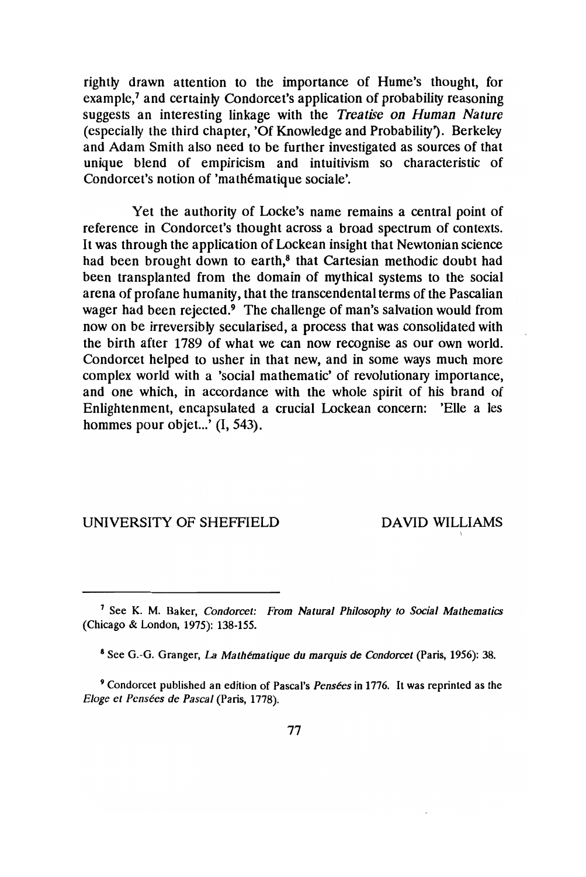rightly drawn attention to the importance of Hume's thought, for example,[7] and certainly Condorcet's application of probability reasoning suggests an interesting linkage with the *Treatise on Human Nature* (especially the third chapter, 'Of Knowledge and Probability'). Berkeley and Adam Smith also need to be further investigated as sources of that unique blend of empiricism and intuitivism so characteristic of Condorcet's notion of 'mathématique sociale'.

Yet the authority of Locke's name remains a central point of reference in Condorcet's thought across a broad spectrum of contexts. It was through the application of Lockean insight that Newtonian science had been brought down to earth,[8] that Cartesian methodic doubt had been transplanted from the domain of mythical systems to the social arena of profane humanity, that the transcendental terms of the Pascalian wager had been rejected.[9] The challenge of man's salvation would from now on be irreversibly secularised, a process that was consolidated with the birth after 1789 of what we can now recognise as our own world. Condorcet helped to usher in that new, and in some ways much more complex world with a 'social mathematic' of revolutionary importance, and one which, in accordance with the whole spirit of his brand of Enlightenment, encapsulated a crucial Lockean concern: 'Elle a les hommes pour objet...' (I, 543).

UNIVERSITY OF SHEFFIELD — DAVID WILLIAMS

---

[7] See K. M. Baker, *Condorcet: From Natural Philosophy to Social Mathematics* (Chicago & London, 1975): 138-155.

[8] See G.-G. Granger, *La Mathématique du marquis de Condorcet* (Paris, 1956): 38.

[9] Condorcet published an edition of Pascal's *Pensées* in 1776. It was reprinted as the *Eloge et Pensées de Pascal* (Paris, 1778).